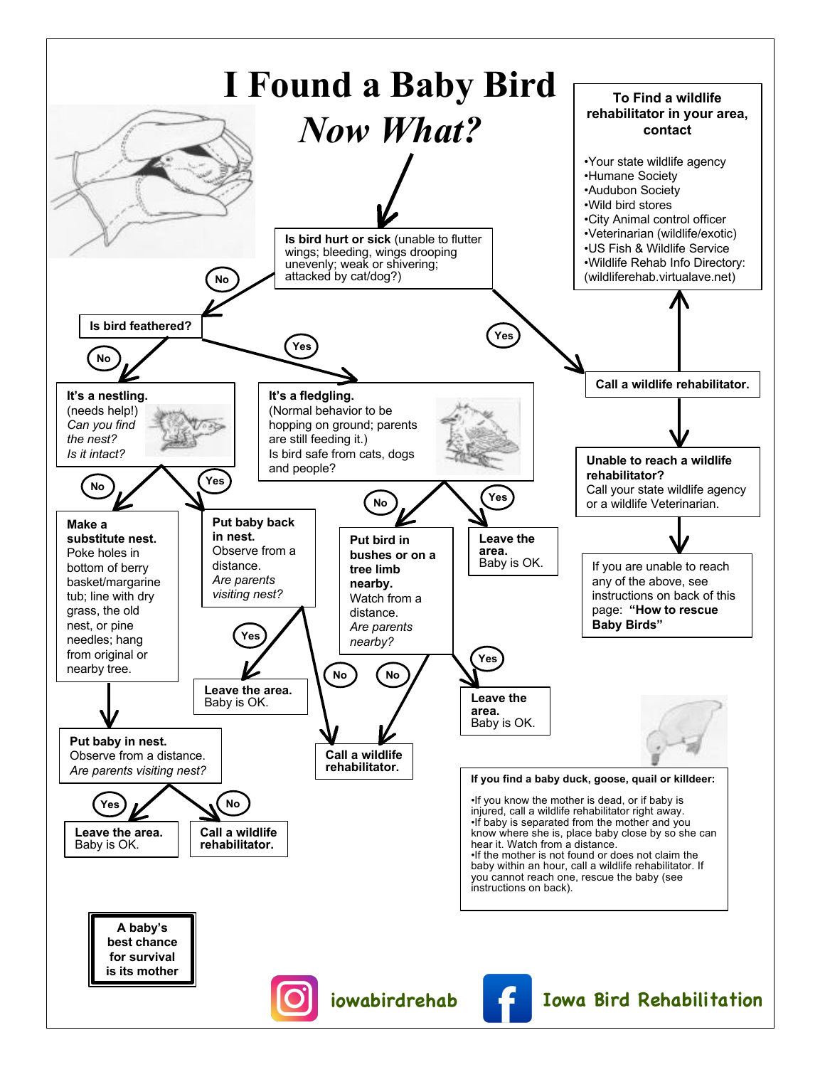# I Found a Baby Bird

## *Now What?*

**Is bird hurt or sick** (unable to flutter wings; bleeding, wings drooping unevenly; weak or shivering; attacked by cat/dog?)

- **No** → **Is bird feathered?**
- **Yes** → **Call a wildlife rehabilitator.**

**Is bird feathered?**

- **No** → **It's a nestling.** (needs help!) *Can you find the nest? Is it intact?*
- **Yes** → **It's a fledgling.** (Normal behavior to be hopping on ground; parents are still feeding it.) Is bird safe from cats, dogs and people?

**It's a nestling.** (needs help!) *Can you find the nest? Is it intact?*

- **No** → **Make a substitute nest.** Poke holes in bottom of berry basket/margarine tub; line with dry grass, the old nest, or pine needles; hang from original or nearby tree.
  - → **Put baby in nest.** Observe from a distance. *Are parents visiting nest?*
    - **Yes** → **Leave the area.** Baby is OK.
    - **No** → **Call a wildlife rehabilitator.**
- **Yes** → **Put baby back in nest.** Observe from a distance. *Are parents visiting nest?*
  - **Yes** → **Leave the area.** Baby is OK.
  - **No** → **Call a wildlife rehabilitator.**

**It's a fledgling.** (Normal behavior to be hopping on ground; parents are still feeding it.) Is bird safe from cats, dogs and people?

- **No** → **Put bird in bushes or on a tree limb nearby.** Watch from a distance. *Are parents nearby?*
  - **Yes** → **Leave the area.** Baby is OK.
  - **No** → **Call a wildlife rehabilitator.**
- **Yes** → **Leave the area.** Baby is OK.

**Call a wildlife rehabilitator.**

- → **To Find a wildlife rehabilitator in your area, contact**
  - •Your state wildlife agency
  - •Humane Society
  - •Audubon Society
  - •Wild bird stores
  - •City Animal control officer
  - •Veterinarian (wildlife/exotic)
  - •US Fish & Wildlife Service
  - •Wildlife Rehab Info Directory: (wildliferehab.virtualave.net)
- → **Unable to reach a wildlife rehabilitator?** Call your state wildlife agency or a wildlife Veterinarian.
  - → If you are unable to reach any of the above, see instructions on back of this page: **"How to rescue Baby Birds"**

**If you find a baby duck, goose, quail or killdeer:**

- •If you know the mother is dead, or if baby is injured, call a wildlife rehabilitator right away.
- •If baby is separated from the mother and you know where she is, place baby close by so she can hear it. Watch from a distance.
- •If the mother is not found or does not claim the baby within an hour, call a wildlife rehabilitator. If you cannot reach one, rescue the baby (see instructions on back).

**A baby's best chance for survival is its mother**

iowabirdrehab

Iowa Bird Rehabilitation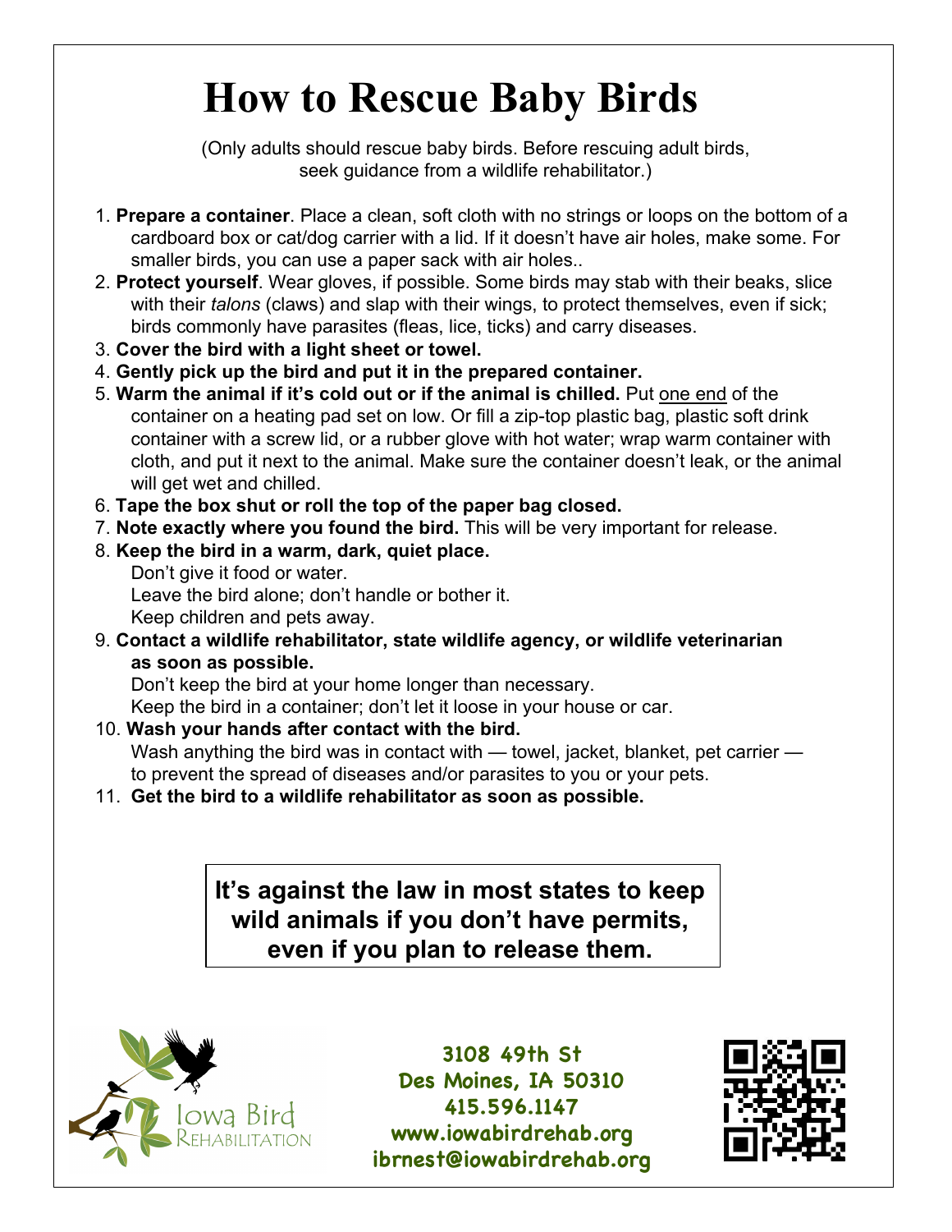# How to Rescue Baby Birds

(Only adults should rescue baby birds. Before rescuing adult birds, seek guidance from a wildlife rehabilitator.)

1. **Prepare a container**. Place a clean, soft cloth with no strings or loops on the bottom of a cardboard box or cat/dog carrier with a lid. If it doesn't have air holes, make some. For smaller birds, you can use a paper sack with air holes..
2. **Protect yourself**. Wear gloves, if possible. Some birds may stab with their beaks, slice with their *talons* (claws) and slap with their wings, to protect themselves, even if sick; birds commonly have parasites (fleas, lice, ticks) and carry diseases.
3. **Cover the bird with a light sheet or towel.**
4. **Gently pick up the bird and put it in the prepared container.**
5. **Warm the animal if it's cold out or if the animal is chilled.** Put one end of the container on a heating pad set on low. Or fill a zip-top plastic bag, plastic soft drink container with a screw lid, or a rubber glove with hot water; wrap warm container with cloth, and put it next to the animal. Make sure the container doesn't leak, or the animal will get wet and chilled.
6. **Tape the box shut or roll the top of the paper bag closed.**
7. **Note exactly where you found the bird.** This will be very important for release.
8. **Keep the bird in a warm, dark, quiet place.**
   Don't give it food or water.
   Leave the bird alone; don't handle or bother it.
   Keep children and pets away.
9. **Contact a wildlife rehabilitator, state wildlife agency, or wildlife veterinarian as soon as possible.**
   Don't keep the bird at your home longer than necessary.
   Keep the bird in a container; don't let it loose in your house or car.
10. **Wash your hands after contact with the bird.**
    Wash anything the bird was in contact with — towel, jacket, blanket, pet carrier — to prevent the spread of diseases and/or parasites to you or your pets.
11. **Get the bird to a wildlife rehabilitator as soon as possible.**

**It's against the law in most states to keep wild animals if you don't have permits, even if you plan to release them.**

Iowa Bird Rehabilitation

3108 49th St
Des Moines, IA 50310
415.596.1147
www.iowabirdrehab.org
ibrnest@iowabirdrehab.org